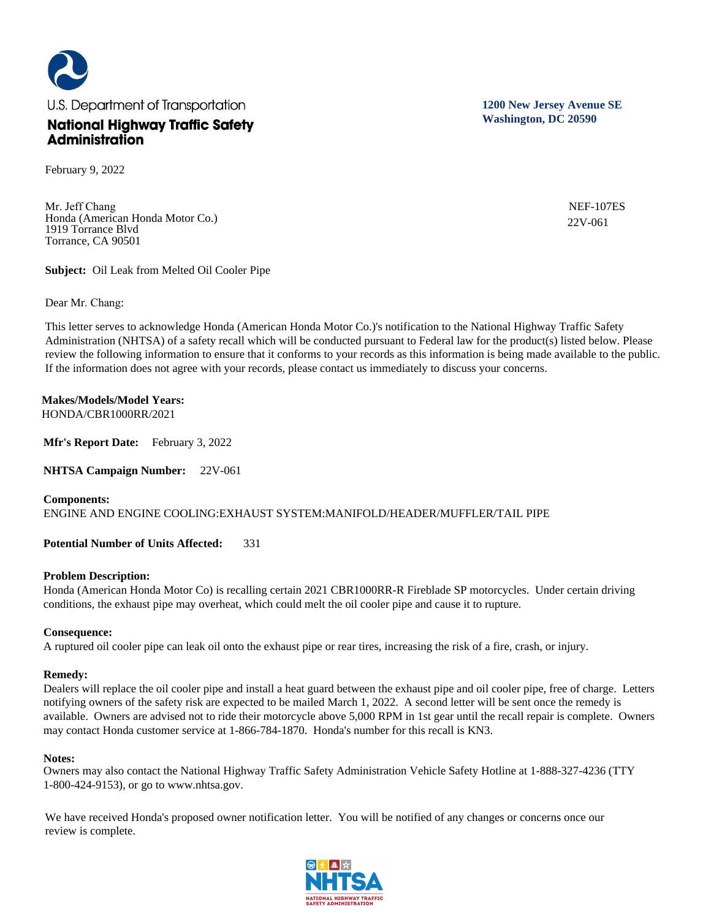U.S. Department of Transportation

**National Highway Traffic Safety Administration**

**1200 New Jersey Avenue SE**
**Washington, DC 20590**

February 9, 2022

Mr. Jeff Chang
Honda (American Honda Motor Co.)
1919 Torrance Blvd
Torrance, CA 90501

NEF-107ES
22V-061

**Subject:** Oil Leak from Melted Oil Cooler Pipe

Dear Mr. Chang:

This letter serves to acknowledge Honda (American Honda Motor Co.)'s notification to the National Highway Traffic Safety Administration (NHTSA) of a safety recall which will be conducted pursuant to Federal law for the product(s) listed below. Please review the following information to ensure that it conforms to your records as this information is being made available to the public. If the information does not agree with your records, please contact us immediately to discuss your concerns.

**Makes/Models/Model Years:**
HONDA/CBR1000RR/2021

**Mfr's Report Date:** February 3, 2022

**NHTSA Campaign Number:** 22V-061

**Components:**
ENGINE AND ENGINE COOLING:EXHAUST SYSTEM:MANIFOLD/HEADER/MUFFLER/TAIL PIPE

**Potential Number of Units Affected:** 331

**Problem Description:**
Honda (American Honda Motor Co) is recalling certain 2021 CBR1000RR-R Fireblade SP motorcycles. Under certain driving conditions, the exhaust pipe may overheat, which could melt the oil cooler pipe and cause it to rupture.

**Consequence:**
A ruptured oil cooler pipe can leak oil onto the exhaust pipe or rear tires, increasing the risk of a fire, crash, or injury.

**Remedy:**
Dealers will replace the oil cooler pipe and install a heat guard between the exhaust pipe and oil cooler pipe, free of charge. Letters notifying owners of the safety risk are expected to be mailed March 1, 2022. A second letter will be sent once the remedy is available. Owners are advised not to ride their motorcycle above 5,000 RPM in 1st gear until the recall repair is complete. Owners may contact Honda customer service at 1-866-784-1870. Honda's number for this recall is KN3.

**Notes:**
Owners may also contact the National Highway Traffic Safety Administration Vehicle Safety Hotline at 1-888-327-4236 (TTY 1-800-424-9153), or go to www.nhtsa.gov.

We have received Honda's proposed owner notification letter. You will be notified of any changes or concerns once our review is complete.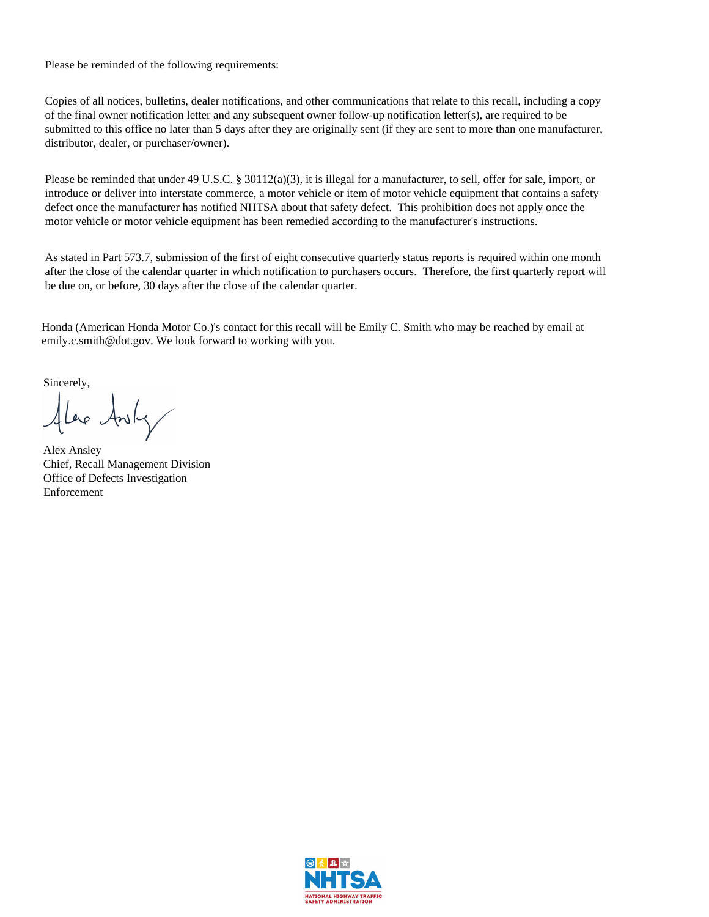Please be reminded of the following requirements:

Copies of all notices, bulletins, dealer notifications, and other communications that relate to this recall, including a copy of the final owner notification letter and any subsequent owner follow-up notification letter(s), are required to be submitted to this office no later than 5 days after they are originally sent (if they are sent to more than one manufacturer, distributor, dealer, or purchaser/owner).

Please be reminded that under 49 U.S.C. § 30112(a)(3), it is illegal for a manufacturer, to sell, offer for sale, import, or introduce or deliver into interstate commerce, a motor vehicle or item of motor vehicle equipment that contains a safety defect once the manufacturer has notified NHTSA about that safety defect. This prohibition does not apply once the motor vehicle or motor vehicle equipment has been remedied according to the manufacturer's instructions.

As stated in Part 573.7, submission of the first of eight consecutive quarterly status reports is required within one month after the close of the calendar quarter in which notification to purchasers occurs. Therefore, the first quarterly report will be due on, or before, 30 days after the close of the calendar quarter.

Honda (American Honda Motor Co.)'s contact for this recall will be Emily C. Smith who may be reached by email at emily.c.smith@dot.gov. We look forward to working with you.

Sincerely,

Alex Ansley
Chief, Recall Management Division
Office of Defects Investigation
Enforcement

NHTSA
NATIONAL HIGHWAY TRAFFIC SAFETY ADMINISTRATION